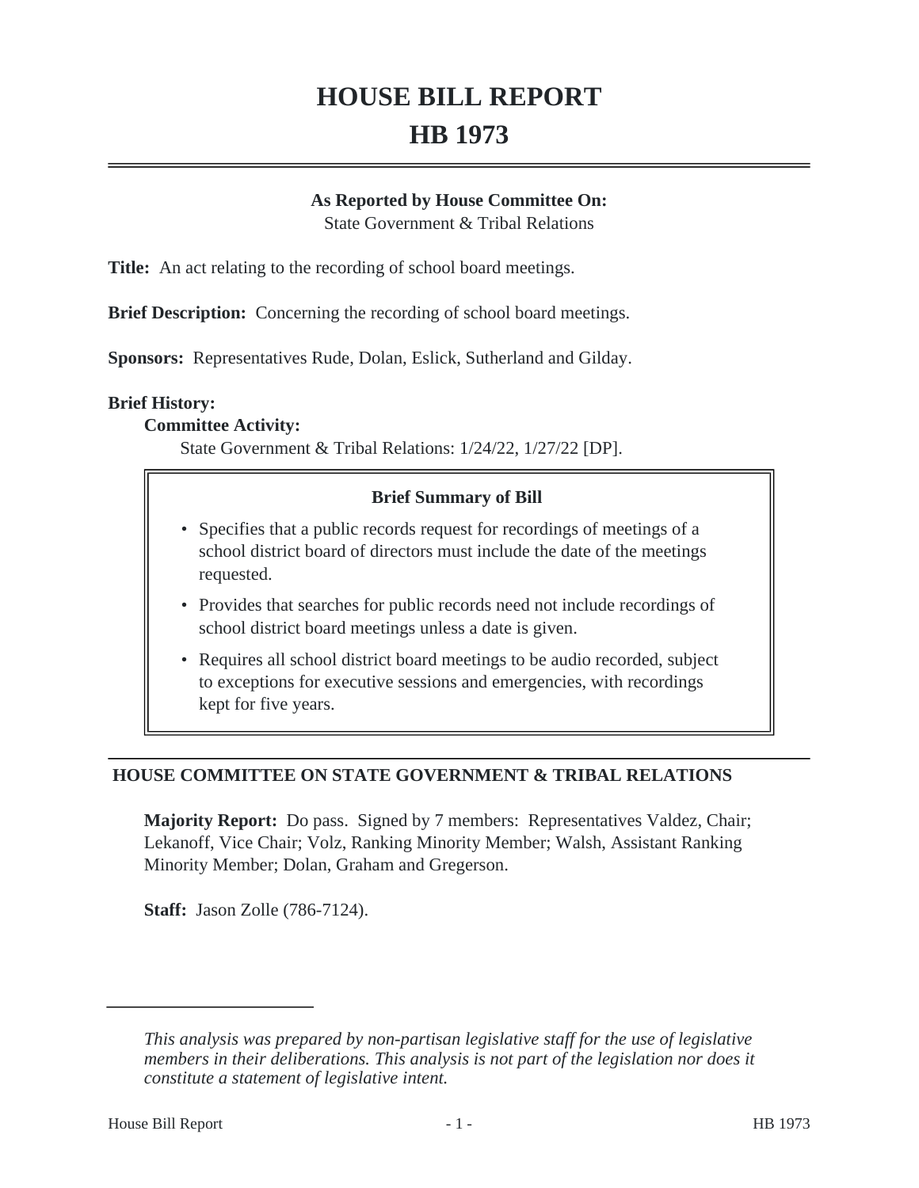# HOUSE BILL REPORT

# HB 1973

**As Reported by House Committee On:**
State Government & Tribal Relations

**Title:** An act relating to the recording of school board meetings.

**Brief Description:** Concerning the recording of school board meetings.

**Sponsors:** Representatives Rude, Dolan, Eslick, Sutherland and Gilday.

**Brief History:**

**Committee Activity:**

State Government & Tribal Relations: 1/24/22, 1/27/22 [DP].

**Brief Summary of Bill**

- Specifies that a public records request for recordings of meetings of a school district board of directors must include the date of the meetings requested.
- Provides that searches for public records need not include recordings of school district board meetings unless a date is given.
- Requires all school district board meetings to be audio recorded, subject to exceptions for executive sessions and emergencies, with recordings kept for five years.

## HOUSE COMMITTEE ON STATE GOVERNMENT & TRIBAL RELATIONS

**Majority Report:** Do pass. Signed by 7 members: Representatives Valdez, Chair; Lekanoff, Vice Chair; Volz, Ranking Minority Member; Walsh, Assistant Ranking Minority Member; Dolan, Graham and Gregerson.

**Staff:** Jason Zolle (786-7124).

---

*This analysis was prepared by non-partisan legislative staff for the use of legislative members in their deliberations. This analysis is not part of the legislation nor does it constitute a statement of legislative intent.*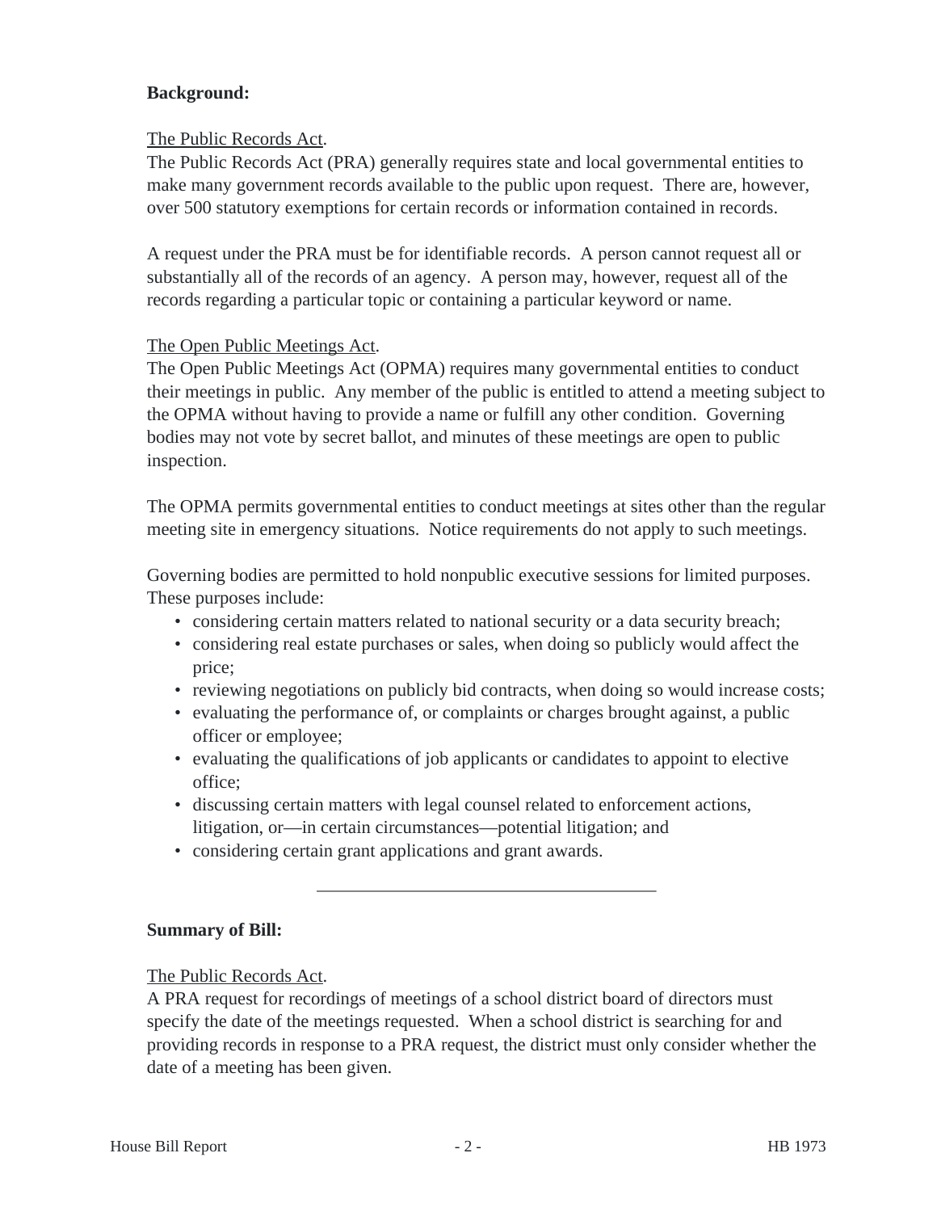**Background:**

The Public Records Act.

The Public Records Act (PRA) generally requires state and local governmental entities to make many government records available to the public upon request. There are, however, over 500 statutory exemptions for certain records or information contained in records.

A request under the PRA must be for identifiable records. A person cannot request all or substantially all of the records of an agency. A person may, however, request all of the records regarding a particular topic or containing a particular keyword or name.

The Open Public Meetings Act.

The Open Public Meetings Act (OPMA) requires many governmental entities to conduct their meetings in public. Any member of the public is entitled to attend a meeting subject to the OPMA without having to provide a name or fulfill any other condition. Governing bodies may not vote by secret ballot, and minutes of these meetings are open to public inspection.

The OPMA permits governmental entities to conduct meetings at sites other than the regular meeting site in emergency situations. Notice requirements do not apply to such meetings.

Governing bodies are permitted to hold nonpublic executive sessions for limited purposes. These purposes include:

- considering certain matters related to national security or a data security breach;
- considering real estate purchases or sales, when doing so publicly would affect the price;
- reviewing negotiations on publicly bid contracts, when doing so would increase costs;
- evaluating the performance of, or complaints or charges brought against, a public officer or employee;
- evaluating the qualifications of job applicants or candidates to appoint to elective office;
- discussing certain matters with legal counsel related to enforcement actions, litigation, or—in certain circumstances—potential litigation; and
- considering certain grant applications and grant awards.

---

**Summary of Bill:**

The Public Records Act.

A PRA request for recordings of meetings of a school district board of directors must specify the date of the meetings requested. When a school district is searching for and providing records in response to a PRA request, the district must only consider whether the date of a meeting has been given.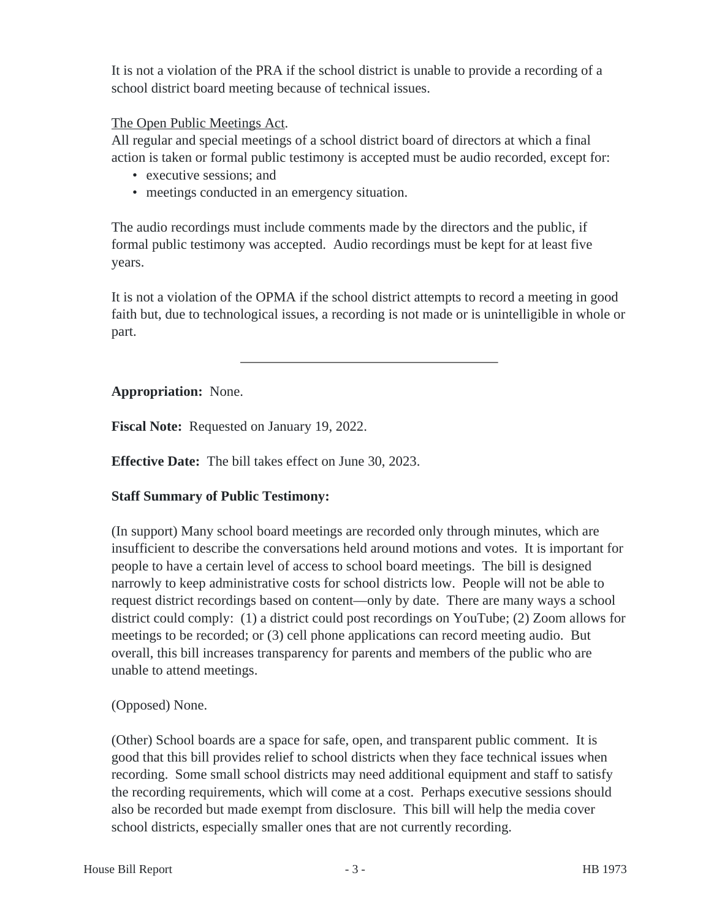It is not a violation of the PRA if the school district is unable to provide a recording of a school district board meeting because of technical issues.

The Open Public Meetings Act.

All regular and special meetings of a school district board of directors at which a final action is taken or formal public testimony is accepted must be audio recorded, except for:

- executive sessions; and
- meetings conducted in an emergency situation.

The audio recordings must include comments made by the directors and the public, if formal public testimony was accepted. Audio recordings must be kept for at least five years.

It is not a violation of the OPMA if the school district attempts to record a meeting in good faith but, due to technological issues, a recording is not made or is unintelligible in whole or part.

---

**Appropriation:** None.

**Fiscal Note:** Requested on January 19, 2022.

**Effective Date:** The bill takes effect on June 30, 2023.

**Staff Summary of Public Testimony:**

(In support) Many school board meetings are recorded only through minutes, which are insufficient to describe the conversations held around motions and votes. It is important for people to have a certain level of access to school board meetings. The bill is designed narrowly to keep administrative costs for school districts low. People will not be able to request district recordings based on content—only by date. There are many ways a school district could comply: (1) a district could post recordings on YouTube; (2) Zoom allows for meetings to be recorded; or (3) cell phone applications can record meeting audio. But overall, this bill increases transparency for parents and members of the public who are unable to attend meetings.

(Opposed) None.

(Other) School boards are a space for safe, open, and transparent public comment. It is good that this bill provides relief to school districts when they face technical issues when recording. Some small school districts may need additional equipment and staff to satisfy the recording requirements, which will come at a cost. Perhaps executive sessions should also be recorded but made exempt from disclosure. This bill will help the media cover school districts, especially smaller ones that are not currently recording.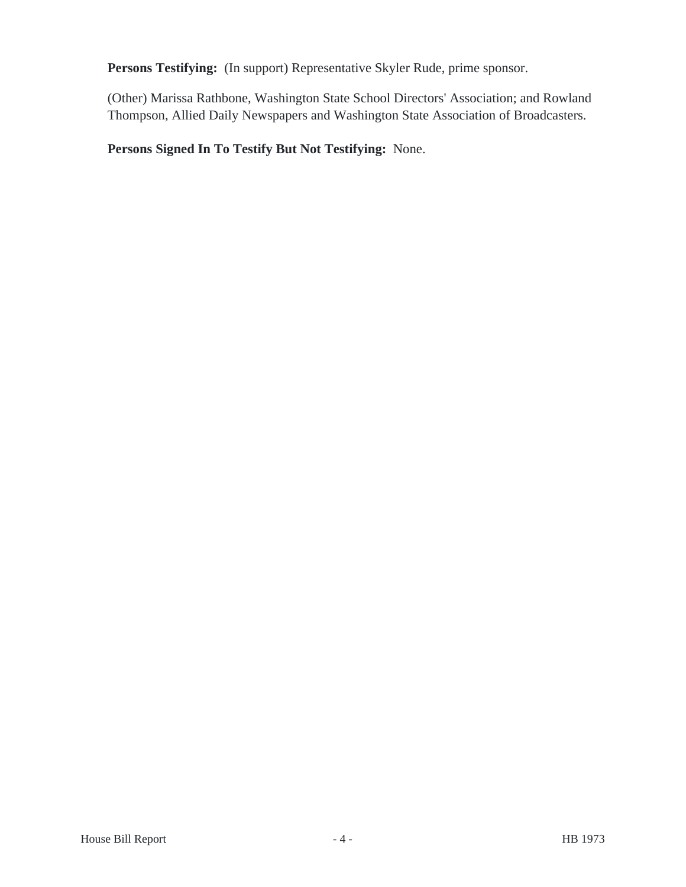**Persons Testifying:** (In support) Representative Skyler Rude, prime sponsor.

(Other) Marissa Rathbone, Washington State School Directors' Association; and Rowland Thompson, Allied Daily Newspapers and Washington State Association of Broadcasters.

**Persons Signed In To Testify But Not Testifying:** None.